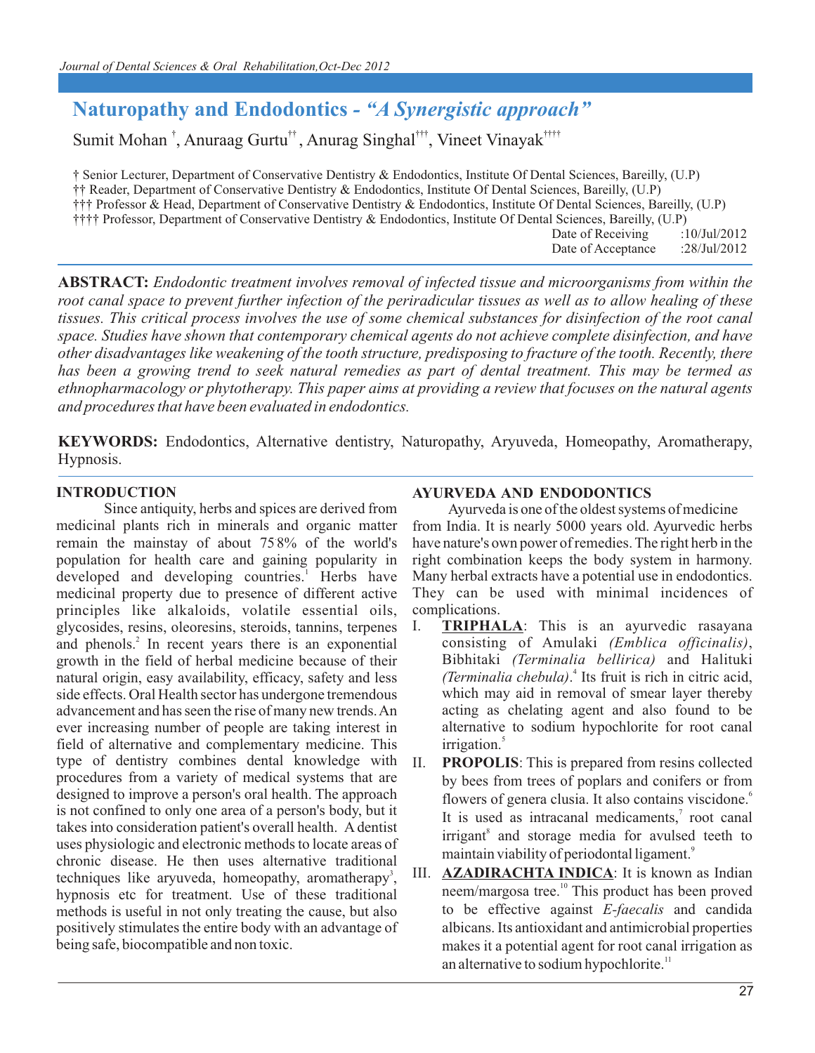# Naturopathy and Endodontics - *"A Synergistic approach"*

Sumit Mohan [†], Anuraag Gurtu [††], Anurag Singhal [†††], Vineet Vinayak [††††]

† Senior Lecturer, Department of Conservative Dentistry & Endodontics, Institute Of Dental Sciences, Bareilly, (U.P)
†† Reader, Department of Conservative Dentistry & Endodontics, Institute Of Dental Sciences, Bareilly, (U.P)
††† Professor & Head, Department of Conservative Dentistry & Endodontics, Institute Of Dental Sciences, Bareilly, (U.P)
†††† Professor, Department of Conservative Dentistry & Endodontics, Institute Of Dental Sciences, Bareilly, (U.P)

Date of Receiving :10/Jul/2012
Date of Acceptance :28/Jul/2012

**ABSTRACT:** *Endodontic treatment involves removal of infected tissue and microorganisms from within the root canal space to prevent further infection of the periradicular tissues as well as to allow healing of these tissues. This critical process involves the use of some chemical substances for disinfection of the root canal space. Studies have shown that contemporary chemical agents do not achieve complete disinfection, and have other disadvantages like weakening of the tooth structure, predisposing to fracture of the tooth. Recently, there has been a growing trend to seek natural remedies as part of dental treatment. This may be termed as ethnopharmacology or phytotherapy. This paper aims at providing a review that focuses on the natural agents and procedures that have been evaluated in endodontics.*

**KEYWORDS:** Endodontics, Alternative dentistry, Naturopathy, Aryuveda, Homeopathy, Aromatherapy, Hypnosis.

## INTRODUCTION

Since antiquity, herbs and spices are derived from medicinal plants rich in minerals and organic matter remain the mainstay of about 75̇8% of the world's population for health care and gaining popularity in developed and developing countries.[1] Herbs have medicinal property due to presence of different active principles like alkaloids, volatile essential oils, glycosides, resins, oleoresins, steroids, tannins, terpenes and phenols.[2] In recent years there is an exponential growth in the field of herbal medicine because of their natural origin, easy availability, efficacy, safety and less side effects. Oral Health sector has undergone tremendous advancement and has seen the rise of many new trends. An ever increasing number of people are taking interest in field of alternative and complementary medicine. This type of dentistry combines dental knowledge with procedures from a variety of medical systems that are designed to improve a person's oral health. The approach is not confined to only one area of a person's body, but it takes into consideration patient's overall health. A dentist uses physiologic and electronic methods to locate areas of chronic disease. He then uses alternative traditional techniques like aryuveda, homeopathy, aromatherapy[3], hypnosis etc for treatment. Use of these traditional methods is useful in not only treating the cause, but also positively stimulates the entire body with an advantage of being safe, biocompatible and non toxic.

## AYURVEDA AND ENDODONTICS

Ayurveda is one of the oldest systems of medicine from India. It is nearly 5000 years old. Ayurvedic herbs have nature's own power of remedies. The right herb in the right combination keeps the body system in harmony. Many herbal extracts have a potential use in endodontics. They can be used with minimal incidences of complications.

I. **TRIPHALA**: This is an ayurvedic rasayana consisting of Amulaki *(Emblica officinalis)*, Bibhitaki *(Terminalia bellirica)* and Halituki *(Terminalia chebula)*.[4] Its fruit is rich in citric acid, which may aid in removal of smear layer thereby acting as chelating agent and also found to be alternative to sodium hypochlorite for root canal irrigation.[5]

II. **PROPOLIS**: This is prepared from resins collected by bees from trees of poplars and conifers or from flowers of genera clusia. It also contains viscidone.[6] It is used as intracanal medicaments,[7] root canal irrigant[8] and storage media for avulsed teeth to maintain viability of periodontal ligament.[9]

III. **AZADIRACHTA INDICA**: It is known as Indian neem/margosa tree.[10] This product has been proved to be effective against *E-faecalis* and candida albicans. Its antioxidant and antimicrobial properties makes it a potential agent for root canal irrigation as an alternative to sodium hypochlorite.[11]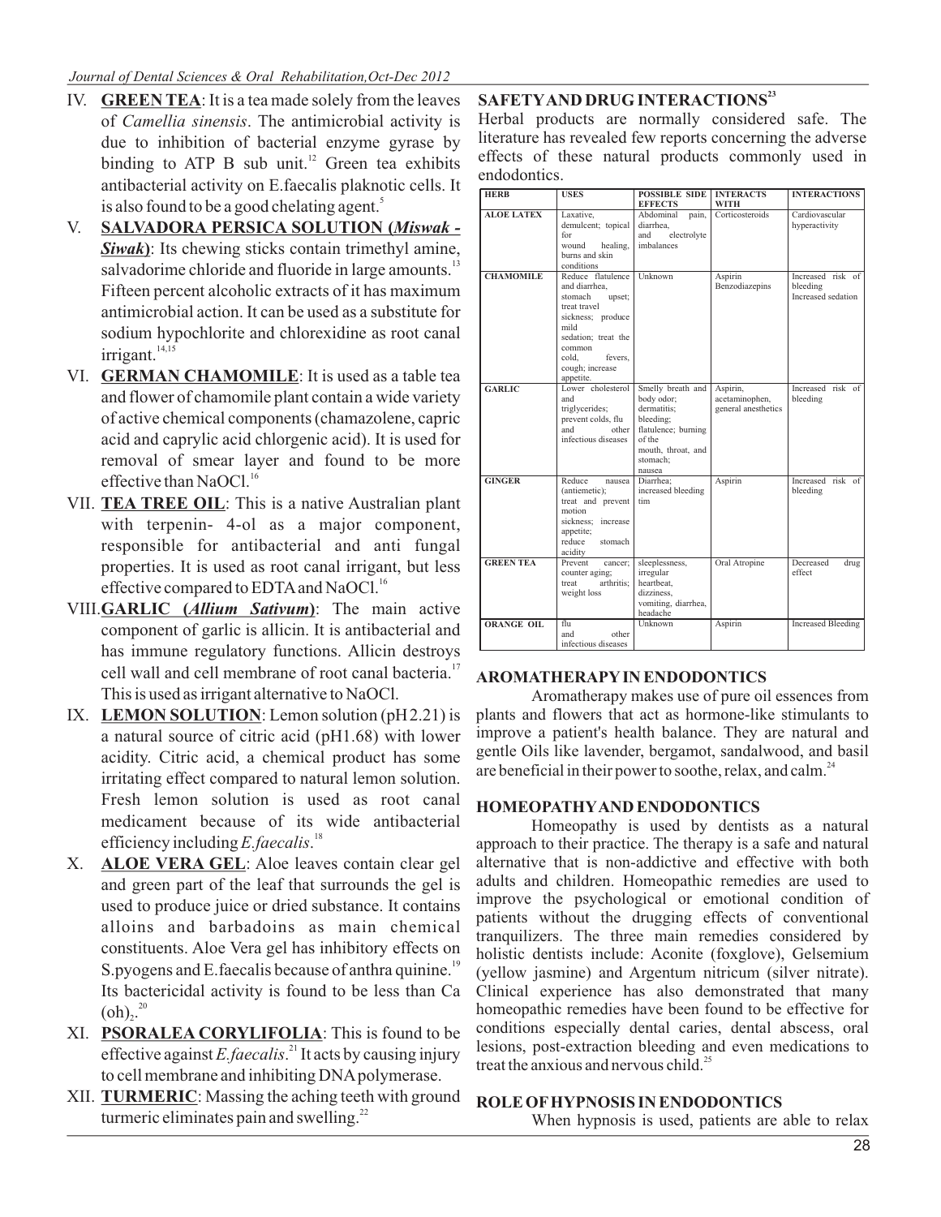IV. **GREEN TEA**: It is a tea made solely from the leaves of *Camellia sinensis*. The antimicrobial activity is due to inhibition of bacterial enzyme gyrase by binding to ATP B sub unit.[12] Green tea exhibits antibacterial activity on E.faecalis plaknotic cells. It is also found to be a good chelating agent.[5]

V. **SALVADORA PERSICA SOLUTION (*Miswak - Siwak*)**: Its chewing sticks contain trimethyl amine, salvadorime chloride and fluoride in large amounts.[13] Fifteen percent alcoholic extracts of it has maximum antimicrobial action. It can be used as a substitute for sodium hypochlorite and chlorexidine as root canal irrigant.[14,15]

VI. **GERMAN CHAMOMILE**: It is used as a table tea and flower of chamomile plant contain a wide variety of active chemical components (chamazolene, capric acid and caprylic acid chlorgenic acid). It is used for removal of smear layer and found to be more effective than NaOCl.[16]

VII. **TEA TREE OIL**: This is a native Australian plant with terpenin- 4-ol as a major component, responsible for antibacterial and anti fungal properties. It is used as root canal irrigant, but less effective compared to EDTA and NaOCl.[16]

VIII. **GARLIC (*Allium Sativum*)**: The main active component of garlic is allicin. It is antibacterial and has immune regulatory functions. Allicin destroys cell wall and cell membrane of root canal bacteria.[17] This is used as irrigant alternative to NaOCl.

IX. **LEMON SOLUTION**: Lemon solution (pH 2.21) is a natural source of citric acid (pH1.68) with lower acidity. Citric acid, a chemical product has some irritating effect compared to natural lemon solution. Fresh lemon solution is used as root canal medicament because of its wide antibacterial efficiency including *E.faecalis*.[18]

X. **ALOE VERA GEL**: Aloe leaves contain clear gel and green part of the leaf that surrounds the gel is used to produce juice or dried substance. It contains alloins and barbadoins as main chemical constituents. Aloe Vera gel has inhibitory effects on S.pyogens and E.faecalis because of anthra quinine.[19] Its bactericidal activity is found to be less than Ca $(oh)_2$.[20]

XI. **PSORALEA CORYLIFOLIA**: This is found to be effective against *E.faecalis*.[21] It acts by causing injury to cell membrane and inhibiting DNA polymerase.

XII. **TURMERIC**: Massing the aching teeth with ground turmeric eliminates pain and swelling.[22]

## SAFETY AND DRUG INTERACTIONS[23]

Herbal products are normally considered safe. The literature has revealed few reports concerning the adverse effects of these natural products commonly used in endodontics.

| HERB | USES | POSSIBLE SIDE EFFECTS | INTERACTS WITH | INTERACTIONS |
|---|---|---|---|---|
| ALOE LATEX | Laxative, demulcent; topical for wound healing, burns and skin conditions | Abdominal pain, diarrhea, and electrolyte imbalances | Corticosteroids | Cardiovascular hyperactivity |
| CHAMOMILE | Reduce flatulence and diarrhea, stomach upset; treat travel sickness; produce mild sedation; treat the common cold, fevers, cough; increase appetite. | Unknown | Aspirin Benzodiazepins | Increased risk of bleeding Increased sedation |
| GARLIC | Lower cholesterol and triglycerides; prevent colds, flu and other infectious diseases | Smelly breath and body odor; dermatitis; bleeding; flatulence; burning of the mouth, throat, and stomach; nausea | Aspirin, acetaminophen, general anesthetics | Increased risk of bleeding |
| GINGER | Reduce nausea (antiemetic); treat and prevent motion sickness; increase appetite; reduce stomach acidity | Diarrhea; increased bleeding tim | Aspirin | Increased risk of bleeding |
| GREEN TEA | Prevent cancer; counter aging; treat arthritis; weight loss | sleeplessness, irregular heartbeat, dizziness, vomiting, diarrhea, headache | Oral Atropine | Decreased drug effect |
| ORANGE OIL | flu and other infectious diseases | Unknown | Aspirin | Increased Bleeding |

## AROMATHERAPY IN ENDODONTICS

Aromatherapy makes use of pure oil essences from plants and flowers that act as hormone-like stimulants to improve a patient's health balance. They are natural and gentle Oils like lavender, bergamot, sandalwood, and basil are beneficial in their power to soothe, relax, and calm.[24]

## HOMEOPATHY AND ENDODONTICS

Homeopathy is used by dentists as a natural approach to their practice. The therapy is a safe and natural alternative that is non-addictive and effective with both adults and children. Homeopathic remedies are used to improve the psychological or emotional condition of patients without the drugging effects of conventional tranquilizers. The three main remedies considered by holistic dentists include: Aconite (foxglove), Gelsemium (yellow jasmine) and Argentum nitricum (silver nitrate). Clinical experience has also demonstrated that many homeopathic remedies have been found to be effective for conditions especially dental caries, dental abscess, oral lesions, post-extraction bleeding and even medications to treat the anxious and nervous child.[25]

## ROLE OF HYPNOSIS IN ENDODONTICS

When hypnosis is used, patients are able to relax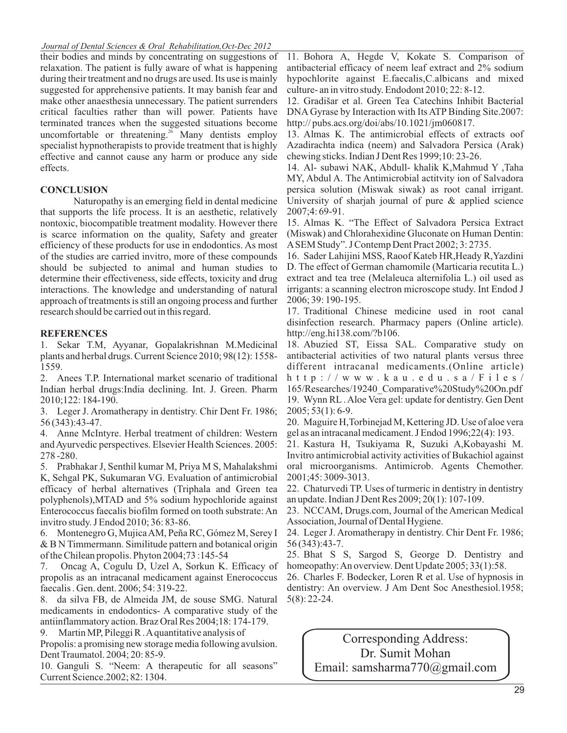their bodies and minds by concentrating on suggestions of relaxation. The patient is fully aware of what is happening during their treatment and no drugs are used. Its use is mainly suggested for apprehensive patients. It may banish fear and make other anaesthesia unnecessary. The patient surrenders critical faculties rather than will power. Patients have terminated trances when the suggested situations become uncomfortable or threatening.[26] Many dentists employ specialist hypnotherapists to provide treatment that is highly effective and cannot cause any harm or produce any side effects.

## CONCLUSION

Naturopathy is an emerging field in dental medicine that supports the life process. It is an aesthetic, relatively nontoxic, biocompatible treatment modality. However there is scarce information on the quality, Safety and greater efficiency of these products for use in endodontics. As most of the studies are carried invitro, more of these compounds should be subjected to animal and human studies to determine their effectiveness, side effects, toxicity and drug interactions. The knowledge and understanding of natural approach of treatments is still an ongoing process and further research should be carried out in this regard.

## REFERENCES

1. Sekar T.M, Ayyanar, Gopalakrishnan M.Medicinal plants and herbal drugs. Current Science 2010; 98(12): 1558-1559.
2. Anees T.P. International market scenario of traditional Indian herbal drugs:India declining. Int. J. Green. Pharm 2010;122: 184-190.
3. Leger J. Aromatherapy in dentistry. Chir Dent Fr. 1986; 56 (343):43-47.
4. Anne McIntyre. Herbal treatment of children: Western and Ayurvedic perspectives. Elsevier Health Sciences. 2005: 278 -280.
5. Prabhakar J, Senthil kumar M, Priya M S, Mahalakshmi K, Sehgal PK, Sukumaran VG. Evaluation of antimicrobial efficacy of herbal alternatives (Triphala and Green tea polyphenols),MTAD and 5% sodium hypochloride against Enterococcus faecalis biofilm formed on tooth substrate: An invitro study. J Endod 2010; 36: 83-86.
6. Montenegro G, Mujica AM, Peña RC, Gómez M, Serey I & B N Timmermann. Similitude pattern and botanical origin of the Chilean propolis. Phyton 2004;73 :145-54
7. Oncag A, Cogulu D, Uzel A, Sorkun K. Efficacy of propolis as an intracanal medicament against Enerococcus faecalis . Gen. dent. 2006; 54: 319-22.
8. da silva FB, de Almeida JM, de souse SMG. Natural medicaments in endodontics- A comparative study of the antiinflammatory action. Braz Oral Res 2004;18: 174-179.
9. Martin MP, Pileggi R . A quantitative analysis of Propolis: a promising new storage media following avulsion. Dent Traumatol. 2004; 20: 85-9.
10. Ganguli S. "Neem: A therapeutic for all seasons" Current Science.2002; 82: 1304.
11. Bohora A, Hegde V, Kokate S. Comparison of antibacterial efficacy of neem leaf extract and 2% sodium hypochlorite against E.faecalis,C.albicans and mixed culture- an in vitro study. Endodont 2010; 22: 8-12.
12. Gradišar et al. Green Tea Catechins Inhibit Bacterial DNA Gyrase by Interaction with Its ATP Binding Site.2007: http:// pubs.acs.org/doi/abs/10.1021/jm060817.
13. Almas K. The antimicrobial effects of extracts oof Azadirachta indica (neem) and Salvadora Persica (Arak) chewing sticks. Indian J Dent Res 1999;10: 23-26.
14. Al- subawi NAK, Abdull- khalik K,Mahmud Y ,Taha MY, Abdul A. The Antimicrobial actitvity ion of Salvadora persica solution (Miswak siwak) as root canal irrigant. University of sharjah journal of pure & applied science 2007;4: 69-91.
15. Almas K. "The Effect of Salvadora Persica Extract (Miswak) and Chlorahexidine Gluconate on Human Dentin: A SEM Study". J Contemp Dent Pract 2002; 3: 2735.
16. Sader Lahijini MSS, Raoof Kateb HR,Heady R,Yazdini D. The effect of German chamomile (Marticaria recutita L.) extract and tea tree (Melaleuca alternifolia L.) oil used as irrigants: a scanning electron microscope study. Int Endod J 2006; 39: 190-195.
17. Traditional Chinese medicine used in root canal disinfection research. Pharmacy papers (Online article). http://eng.hi138.com/?b106.
18. Abuzied ST, Eissa SAL. Comparative study on antibacterial activities of two natural plants versus three different intracanal medicaments.(Online article) http://www.kau.edu.sa/Files/165/Researches/19240_Comparative%20Study%20On.pdf
19. Wynn RL . Aloe Vera gel: update for dentistry. Gen Dent 2005; 53(1): 6-9.
20. Maguire H,Torbinejad M, Kettering JD. Use of aloe vera gel as an intracanal medicament. J Endod 1996;22(4): 193.
21. Kastura H, Tsukiyama R, Suzuki A,Kobayashi M. Invitro antimicrobial activity activities of Bukachiol against oral microorganisms. Antimicrob. Agents Chemother. 2001;45: 3009-3013.
22. Chaturvedi TP. Uses of turmeric in dentistry in dentistry an update. Indian J Dent Res 2009; 20(1): 107-109.
23. NCCAM, Drugs.com, Journal of the American Medical Association, Journal of Dental Hygiene.
24. Leger J. Aromatherapy in dentistry. Chir Dent Fr. 1986; 56 (343):43-7.
25. Bhat S S, Sargod S, George D. Dentistry and homeopathy: An overview. Dent Update 2005; 33(1):58.
26. Charles F. Bodecker, Loren R et al. Use of hypnosis in dentistry: An overview. J Am Dent Soc Anesthesiol.1958; 5(8): 22-24.

Corresponding Address:
Dr. Sumit Mohan
Email: samsharma770@gmail.com